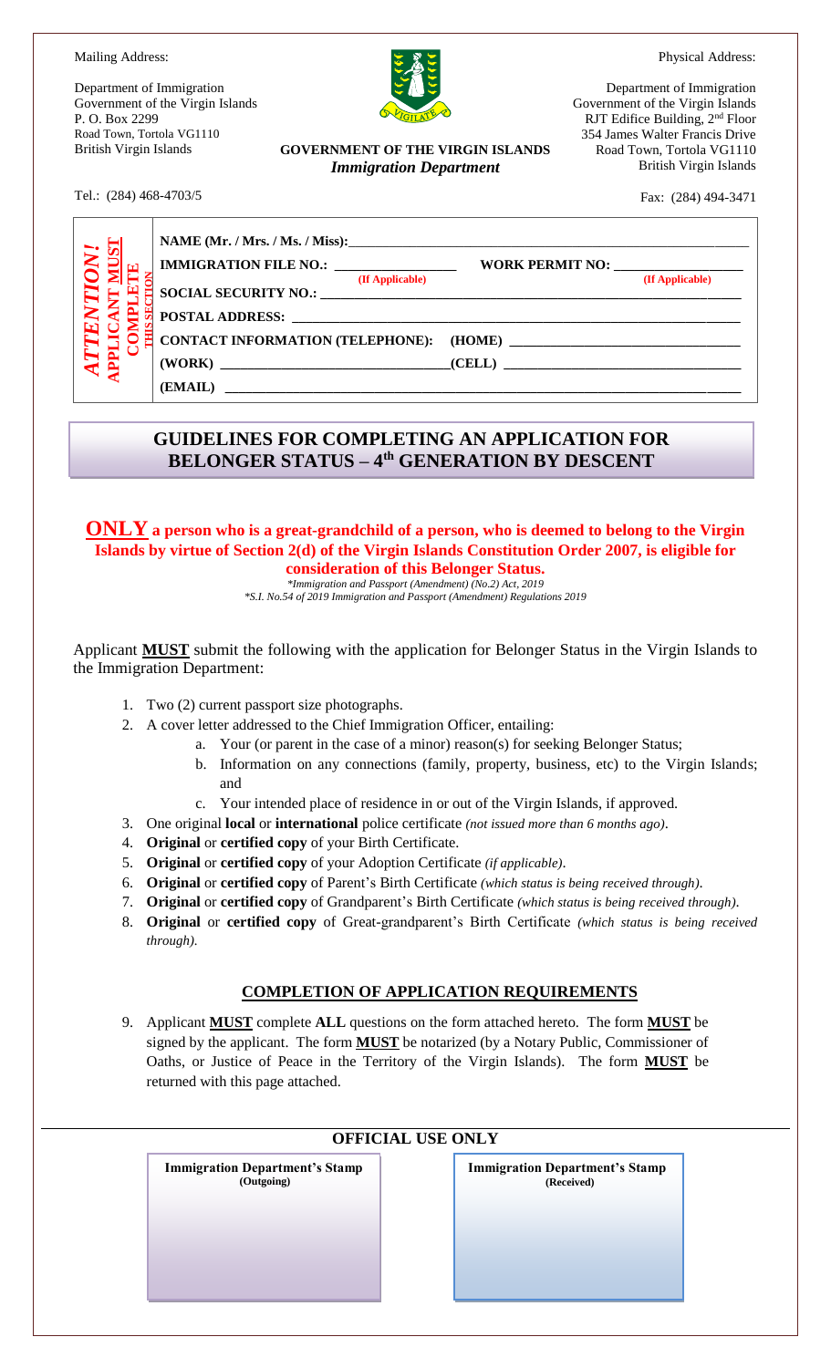Mailing Address:

Department of Immigration
Government of the Virgin Islands
P. O. Box 2299
Road Town, Tortola VG1110
British Virgin Islands

**GOVERNMENT OF THE VIRGIN ISLANDS**
***Immigration Department***

Physical Address:

Department of Immigration
Government of the Virgin Islands
RJT Edifice Building, 2nd Floor
354 James Walter Francis Drive
Road Town, Tortola VG1110
British Virgin Islands

Tel.: (284) 468-4703/5

Fax: (284) 494-3471

***ATTENTION!*** **APPLICANT MUST COMPLETE THIS SECTION**

**NAME (Mr. / Mrs. / Ms. / Miss):**______________________________________________

**IMMIGRATION FILE NO.:** _______________ **(If Applicable)** **WORK PERMIT NO:** _______________ **(If Applicable)**

**SOCIAL SECURITY NO.:** ______________________________________________

**POSTAL ADDRESS:** ______________________________________________

**CONTACT INFORMATION (TELEPHONE): (HOME)** ______________________________

**(WORK)** ______________________________ **(CELL)** ______________________________

**(EMAIL)** ______________________________________________

## GUIDELINES FOR COMPLETING AN APPLICATION FOR BELONGER STATUS – 4th GENERATION BY DESCENT

**ONLY a person who is a great-grandchild of a person, who is deemed to belong to the Virgin Islands by virtue of Section 2(d) of the Virgin Islands Constitution Order 2007, is eligible for consideration of this Belonger Status.**

*\*Immigration and Passport (Amendment) (No.2) Act, 2019*
*\*S.I. No.54 of 2019 Immigration and Passport (Amendment) Regulations 2019*

Applicant **MUST** submit the following with the application for Belonger Status in the Virgin Islands to the Immigration Department:

1. Two (2) current passport size photographs.
2. A cover letter addressed to the Chief Immigration Officer, entailing:
   a. Your (or parent in the case of a minor) reason(s) for seeking Belonger Status;
   b. Information on any connections (family, property, business, etc) to the Virgin Islands; and
   c. Your intended place of residence in or out of the Virgin Islands, if approved.
3. One original **local** or **international** police certificate *(not issued more than 6 months ago)*.
4. **Original** or **certified copy** of your Birth Certificate.
5. **Original** or **certified copy** of your Adoption Certificate *(if applicable)*.
6. **Original** or **certified copy** of Parent's Birth Certificate *(which status is being received through)*.
7. **Original** or **certified copy** of Grandparent's Birth Certificate *(which status is being received through)*.
8. **Original** or **certified copy** of Great-grandparent's Birth Certificate *(which status is being received through)*.

### COMPLETION OF APPLICATION REQUIREMENTS

9. Applicant **MUST** complete **ALL** questions on the form attached hereto. The form **MUST** be signed by the applicant. The form **MUST** be notarized (by a Notary Public, Commissioner of Oaths, or Justice of Peace in the Territory of the Virgin Islands). The form **MUST** be returned with this page attached.

### OFFICIAL USE ONLY

| Immigration Department's Stamp (Outgoing) | Immigration Department's Stamp (Received) |
| --- | --- |
| | |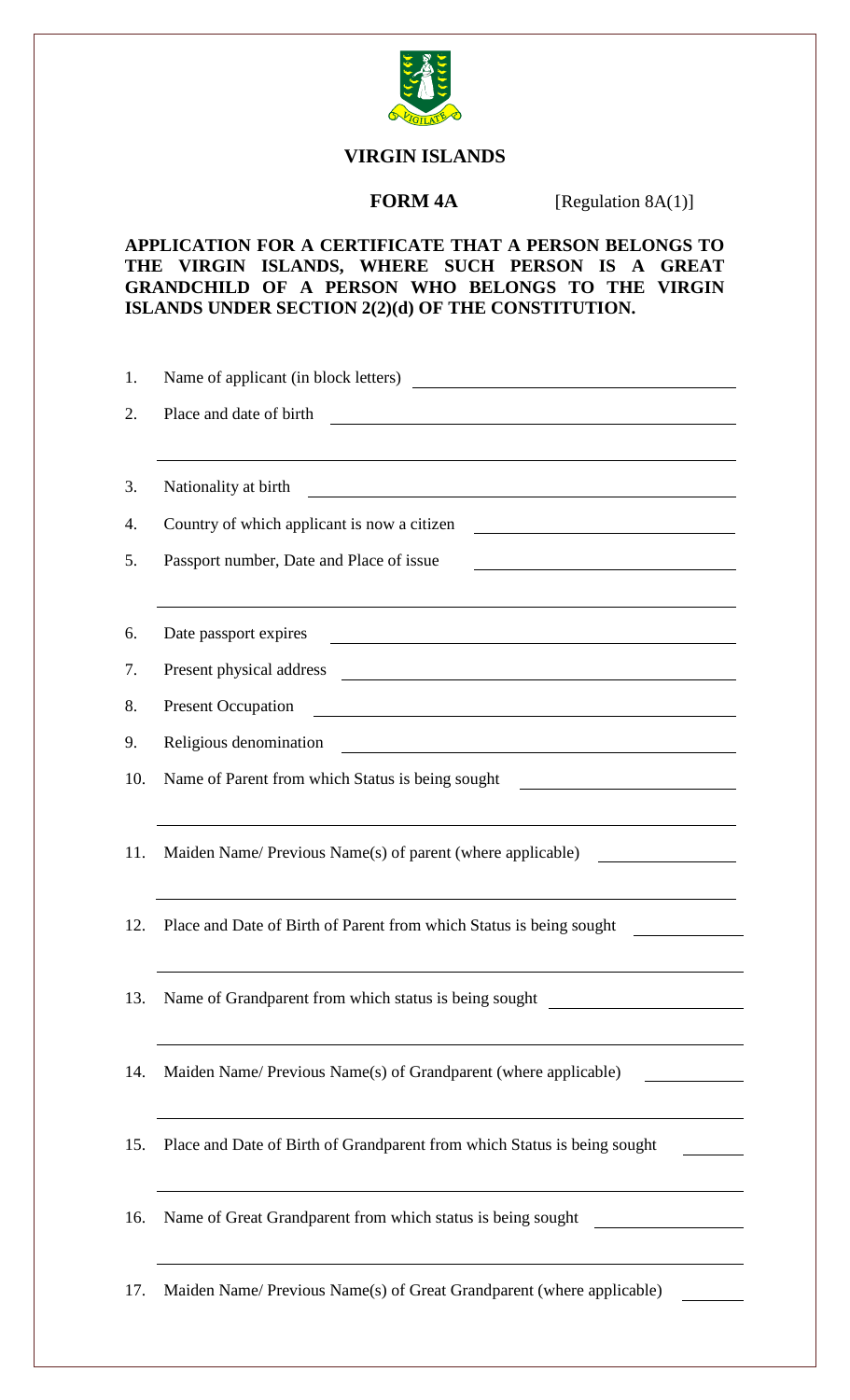# VIRGIN ISLANDS

**FORM 4A** [Regulation 8A(1)]

**APPLICATION FOR A CERTIFICATE THAT A PERSON BELONGS TO THE VIRGIN ISLANDS, WHERE SUCH PERSON IS A GREAT GRANDCHILD OF A PERSON WHO BELONGS TO THE VIRGIN ISLANDS UNDER SECTION 2(2)(d) OF THE CONSTITUTION.**

1. Name of applicant (in block letters) ____________________
2. Place and date of birth ____________________
3. Nationality at birth ____________________
4. Country of which applicant is now a citizen ____________________
5. Passport number, Date and Place of issue ____________________
6. Date passport expires ____________________
7. Present physical address ____________________
8. Present Occupation ____________________
9. Religious denomination ____________________
10. Name of Parent from which Status is being sought ____________________
11. Maiden Name/ Previous Name(s) of parent (where applicable) ____________________
12. Place and Date of Birth of Parent from which Status is being sought ____________________
13. Name of Grandparent from which status is being sought ____________________
14. Maiden Name/ Previous Name(s) of Grandparent (where applicable) ____________________
15. Place and Date of Birth of Grandparent from which Status is being sought ____________________
16. Name of Great Grandparent from which status is being sought ____________________
17. Maiden Name/ Previous Name(s) of Great Grandparent (where applicable) ____________________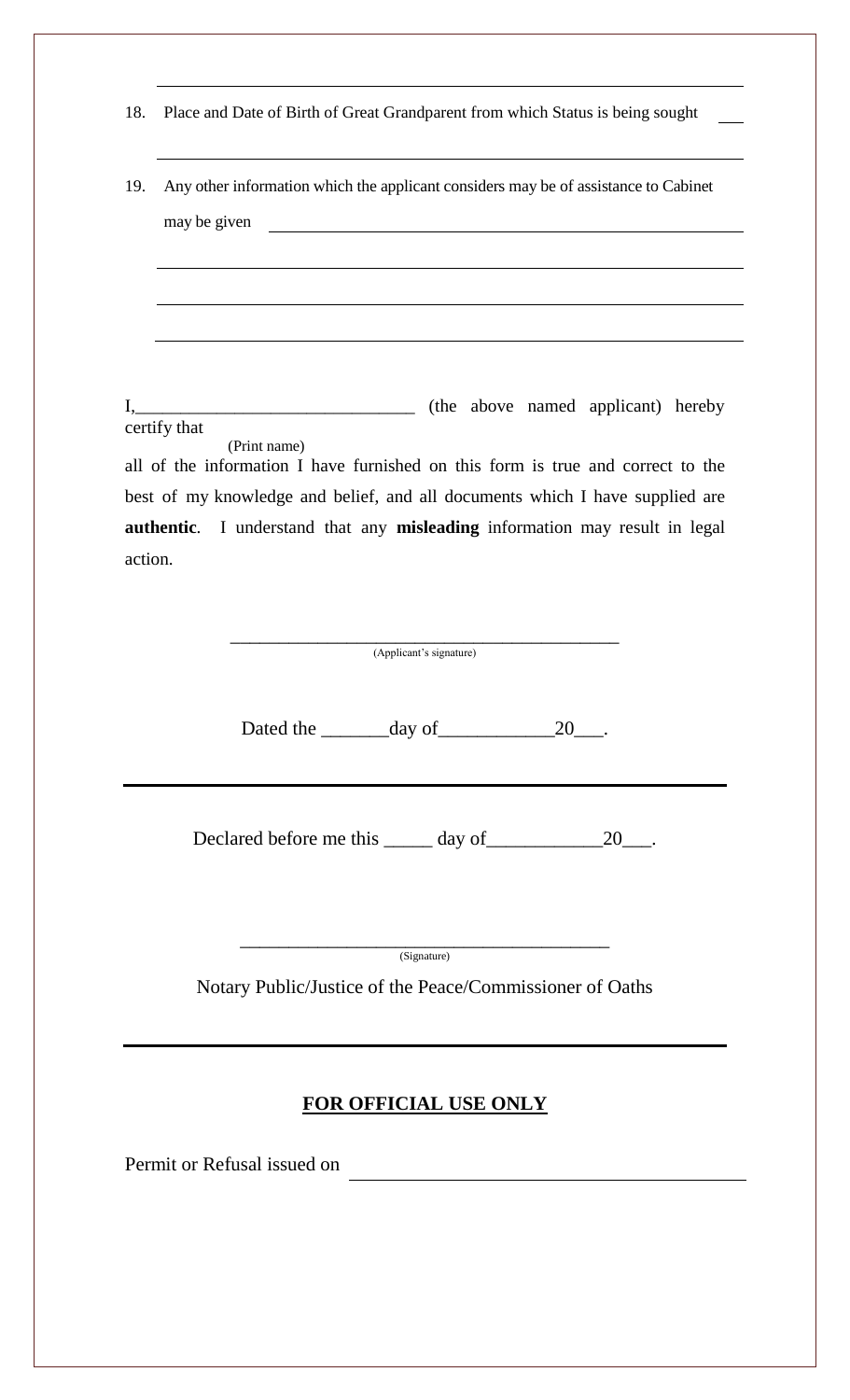18. Place and Date of Birth of Great Grandparent from which Status is being sought ___

___

19. Any other information which the applicant considers may be of assistance to Cabinet may be given ___

___

___

___

I,_______________________________ (the above named applicant) hereby certify that
(Print name)
all of the information I have furnished on this form is true and correct to the best of my knowledge and belief, and all documents which I have supplied are **authentic**. I understand that any **misleading** information may result in legal action.

_____________________________________________
(Applicant's signature)

Dated the _______day of____________20___.

---

Declared before me this _____ day of____________20___.

_________________________________________
(Signature)

Notary Public/Justice of the Peace/Commissioner of Oaths

---

**FOR OFFICIAL USE ONLY**

Permit or Refusal issued on ___